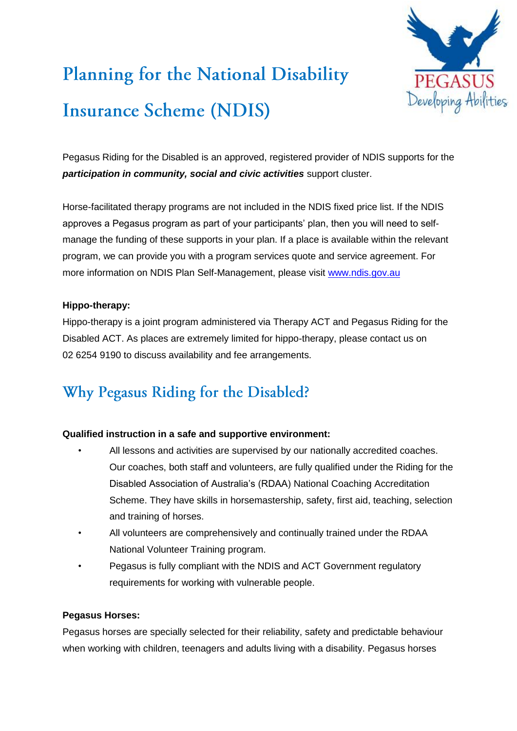# Planning for the National Disability Insurance Scheme (NDIS)

Pegasus Riding for the Disabled is an approved, registered provider of NDIS supports for the ***participation in community, social and civic activities*** support cluster.

Horse-facilitated therapy programs are not included in the NDIS fixed price list. If the NDIS approves a Pegasus program as part of your participants' plan, then you will need to self-manage the funding of these supports in your plan. If a place is available within the relevant program, we can provide you with a program services quote and service agreement. For more information on NDIS Plan Self-Management, please visit [www.ndis.gov.au](http://www.ndis.gov.au)

**Hippo-therapy:**

Hippo-therapy is a joint program administered via Therapy ACT and Pegasus Riding for the Disabled ACT. As places are extremely limited for hippo-therapy, please contact us on 02 6254 9190 to discuss availability and fee arrangements.

## Why Pegasus Riding for the Disabled?

**Qualified instruction in a safe and supportive environment:**

- All lessons and activities are supervised by our nationally accredited coaches. Our coaches, both staff and volunteers, are fully qualified under the Riding for the Disabled Association of Australia's (RDAA) National Coaching Accreditation Scheme. They have skills in horsemastership, safety, first aid, teaching, selection and training of horses.
- All volunteers are comprehensively and continually trained under the RDAA National Volunteer Training program.
- Pegasus is fully compliant with the NDIS and ACT Government regulatory requirements for working with vulnerable people.

**Pegasus Horses:**

Pegasus horses are specially selected for their reliability, safety and predictable behaviour when working with children, teenagers and adults living with a disability. Pegasus horses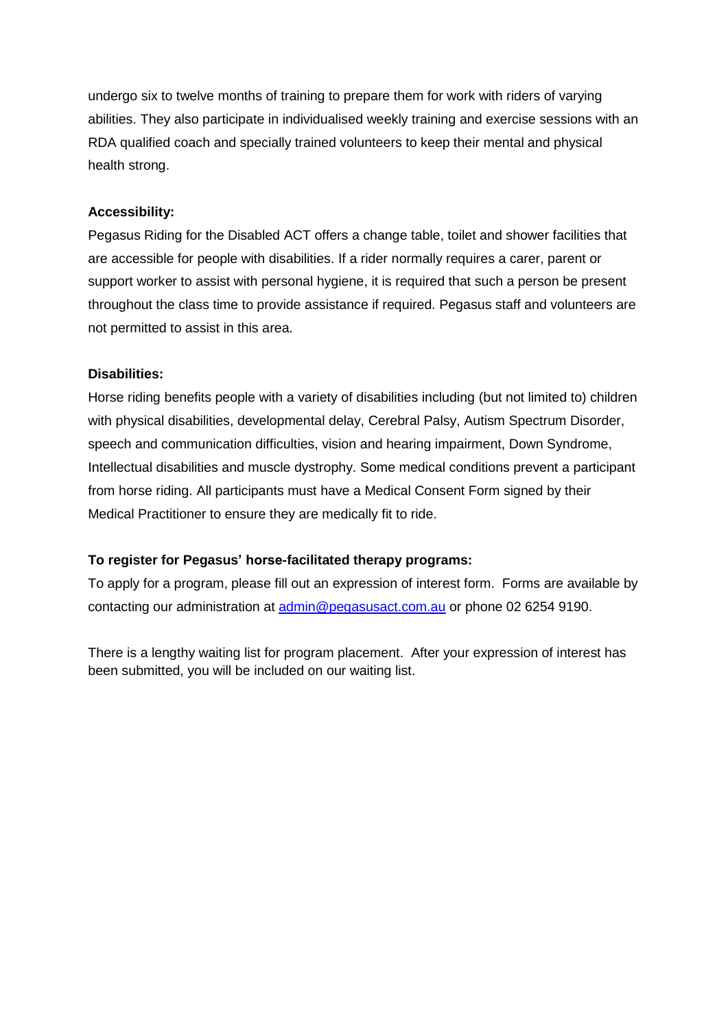undergo six to twelve months of training to prepare them for work with riders of varying abilities. They also participate in individualised weekly training and exercise sessions with an RDA qualified coach and specially trained volunteers to keep their mental and physical health strong.

**Accessibility:**

Pegasus Riding for the Disabled ACT offers a change table, toilet and shower facilities that are accessible for people with disabilities. If a rider normally requires a carer, parent or support worker to assist with personal hygiene, it is required that such a person be present throughout the class time to provide assistance if required. Pegasus staff and volunteers are not permitted to assist in this area.

**Disabilities:**

Horse riding benefits people with a variety of disabilities including (but not limited to) children with physical disabilities, developmental delay, Cerebral Palsy, Autism Spectrum Disorder, speech and communication difficulties, vision and hearing impairment, Down Syndrome, Intellectual disabilities and muscle dystrophy. Some medical conditions prevent a participant from horse riding. All participants must have a Medical Consent Form signed by their Medical Practitioner to ensure they are medically fit to ride.

**To register for Pegasus' horse-facilitated therapy programs:**

To apply for a program, please fill out an expression of interest form. Forms are available by contacting our administration at [admin@pegasusact.com.au](mailto:admin@pegasusact.com.au) or phone 02 6254 9190.

There is a lengthy waiting list for program placement. After your expression of interest has been submitted, you will be included on our waiting list.